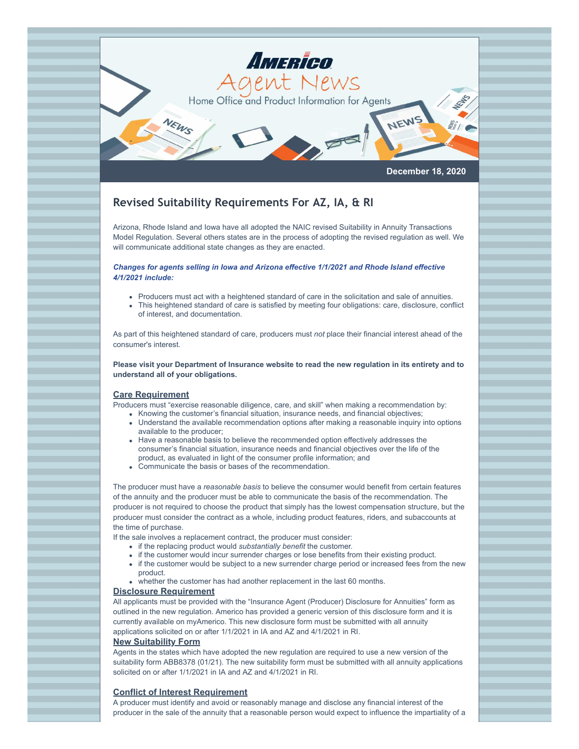# AMERICO Agent News

Home Office and Product Information for Agents

**December 18, 2020**

## Revised Suitability Requirements For AZ, IA, & RI

Arizona, Rhode Island and Iowa have all adopted the NAIC revised Suitability in Annuity Transactions Model Regulation. Several others states are in the process of adopting the revised regulation as well. We will communicate additional state changes as they are enacted.

***Changes for agents selling in Iowa and Arizona effective 1/1/2021 and Rhode Island effective 4/1/2021 include:***

- Producers must act with a heightened standard of care in the solicitation and sale of annuities.
- This heightened standard of care is satisfied by meeting four obligations: care, disclosure, conflict of interest, and documentation.

As part of this heightened standard of care, producers must *not* place their financial interest ahead of the consumer's interest.

**Please visit your Department of Insurance website to read the new regulation in its entirety and to understand all of your obligations.**

### Care Requirement

Producers must "exercise reasonable diligence, care, and skill" when making a recommendation by:

- Knowing the customer's financial situation, insurance needs, and financial objectives;
- Understand the available recommendation options after making a reasonable inquiry into options available to the producer;
- Have a reasonable basis to believe the recommended option effectively addresses the consumer's financial situation, insurance needs and financial objectives over the life of the product, as evaluated in light of the consumer profile information; and
- Communicate the basis or bases of the recommendation.

The producer must have a *reasonable basis* to believe the consumer would benefit from certain features of the annuity and the producer must be able to communicate the basis of the recommendation. The producer is not required to choose the product that simply has the lowest compensation structure, but the producer must consider the contract as a whole, including product features, riders, and subaccounts at the time of purchase.

If the sale involves a replacement contract, the producer must consider:

- if the replacing product would *substantially benefit* the customer.
- if the customer would incur surrender charges or lose benefits from their existing product.
- if the customer would be subject to a new surrender charge period or increased fees from the new product.
- whether the customer has had another replacement in the last 60 months.

### Disclosure Requirement

All applicants must be provided with the "Insurance Agent (Producer) Disclosure for Annuities" form as outlined in the new regulation. Americo has provided a generic version of this disclosure form and it is currently available on myAmerico. This new disclosure form must be submitted with all annuity applications solicited on or after 1/1/2021 in IA and AZ and 4/1/2021 in RI.

### New Suitability Form

Agents in the states which have adopted the new regulation are required to use a new version of the suitability form ABB8378 (01/21). The new suitability form must be submitted with all annuity applications solicited on or after 1/1/2021 in IA and AZ and 4/1/2021 in RI.

### Conflict of Interest Requirement

A producer must identify and avoid or reasonably manage and disclose any financial interest of the producer in the sale of the annuity that a reasonable person would expect to influence the impartiality of a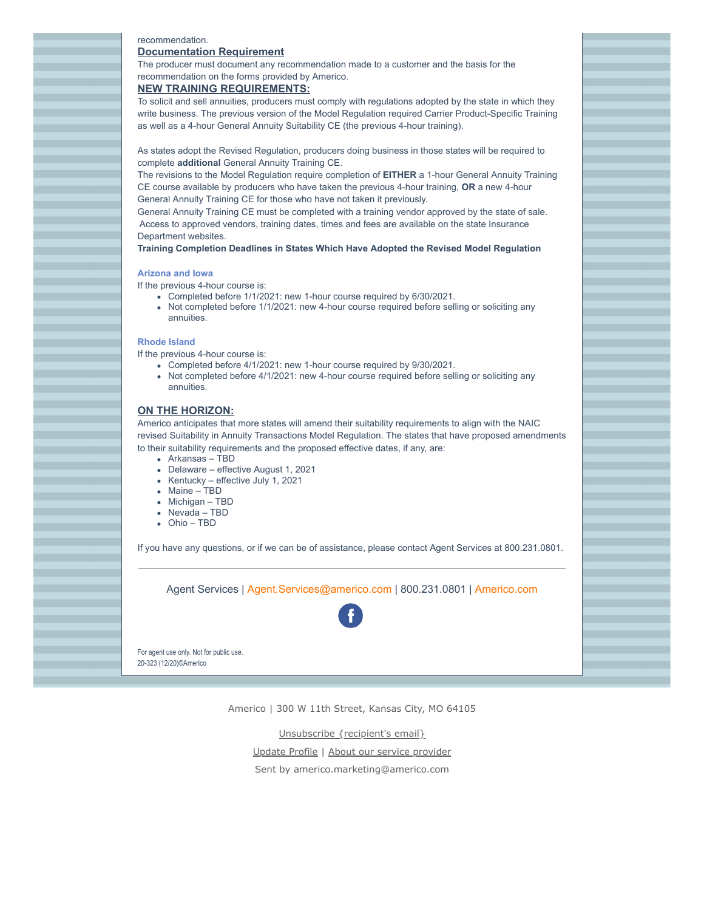recommendation.

## Documentation Requirement

The producer must document any recommendation made to a customer and the basis for the recommendation on the forms provided by Americo.

## NEW TRAINING REQUIREMENTS:

To solicit and sell annuities, producers must comply with regulations adopted by the state in which they write business. The previous version of the Model Regulation required Carrier Product-Specific Training as well as a 4-hour General Annuity Suitability CE (the previous 4-hour training).

As states adopt the Revised Regulation, producers doing business in those states will be required to complete **additional** General Annuity Training CE.

The revisions to the Model Regulation require completion of **EITHER** a 1-hour General Annuity Training CE course available by producers who have taken the previous 4-hour training, **OR** a new 4-hour General Annuity Training CE for those who have not taken it previously.

General Annuity Training CE must be completed with a training vendor approved by the state of sale. Access to approved vendors, training dates, times and fees are available on the state Insurance Department websites.

**Training Completion Deadlines in States Which Have Adopted the Revised Model Regulation**

### Arizona and Iowa

If the previous 4-hour course is:

- Completed before 1/1/2021: new 1-hour course required by 6/30/2021.
- Not completed before 1/1/2021: new 4-hour course required before selling or soliciting any annuities.

### Rhode Island

If the previous 4-hour course is:

- Completed before 4/1/2021: new 1-hour course required by 9/30/2021.
- Not completed before 4/1/2021: new 4-hour course required before selling or soliciting any annuities.

## ON THE HORIZON:

Americo anticipates that more states will amend their suitability requirements to align with the NAIC revised Suitability in Annuity Transactions Model Regulation. The states that have proposed amendments to their suitability requirements and the proposed effective dates, if any, are:

- Arkansas – TBD
- Delaware – effective August 1, 2021
- Kentucky – effective July 1, 2021
- Maine – TBD
- Michigan – TBD
- Nevada – TBD
- Ohio – TBD

If you have any questions, or if we can be of assistance, please contact Agent Services at 800.231.0801.

---

Agent Services | Agent.Services@americo.com | 800.231.0801 | Americo.com

For agent use only. Not for public use.
20-323 (12/20)©Americo

Americo | 300 W 11th Street, Kansas City, MO 64105

Unsubscribe {recipient's email}

Update Profile | About our service provider

Sent by americo.marketing@americo.com